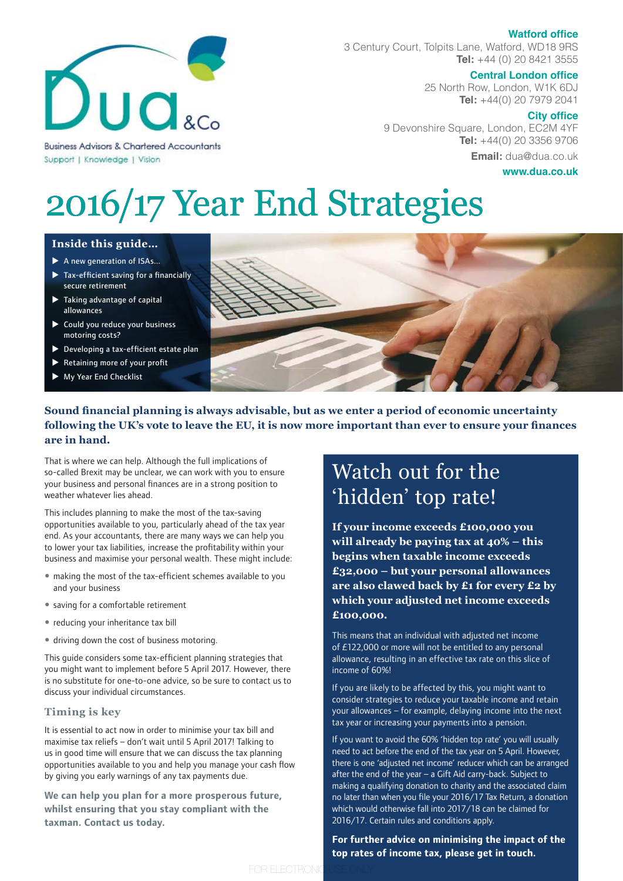Dua &Co

Business Advisors & Chartered Accountants

Support | Knowledge | Vision

**Watford office**
3 Century Court, Tolpits Lane, Watford, WD18 9RS
**Tel:** +44 (0) 20 8421 3555

**Central London office**
25 North Row, London, W1K 6DJ
**Tel:** +44(0) 20 7979 2041

**City office**
9 Devonshire Square, London, EC2M 4YF
**Tel:** +44(0) 20 3356 9706

**Email:** dua@dua.co.uk

**www.dua.co.uk**

# 2016/17 Year End Strategies

**Inside this guide...**

- A new generation of ISAs...
- Tax-efficient saving for a financially secure retirement
- Taking advantage of capital allowances
- Could you reduce your business motoring costs?
- Developing a tax-efficient estate plan
- Retaining more of your profit
- My Year End Checklist

**Sound financial planning is always advisable, but as we enter a period of economic uncertainty following the UK's vote to leave the EU, it is now more important than ever to ensure your finances are in hand.**

That is where we can help. Although the full implications of so-called Brexit may be unclear, we can work with you to ensure your business and personal finances are in a strong position to weather whatever lies ahead.

This includes planning to make the most of the tax-saving opportunities available to you, particularly ahead of the tax year end. As your accountants, there are many ways we can help you to lower your tax liabilities, increase the profitability within your business and maximise your personal wealth. These might include:

- making the most of the tax-efficient schemes available to you and your business
- saving for a comfortable retirement
- reducing your inheritance tax bill
- driving down the cost of business motoring.

This guide considers some tax-efficient planning strategies that you might want to implement before 5 April 2017. However, there is no substitute for one-to-one advice, so be sure to contact us to discuss your individual circumstances.

### Timing is key

It is essential to act now in order to minimise your tax bill and maximise tax reliefs – don't wait until 5 April 2017! Talking to us in good time will ensure that we can discuss the tax planning opportunities available to you and help you manage your cash flow by giving you early warnings of any tax payments due.

**We can help you plan for a more prosperous future, whilst ensuring that you stay compliant with the taxman. Contact us today.**

## Watch out for the 'hidden' top rate!

**If your income exceeds £100,000 you will already be paying tax at 40% – this begins when taxable income exceeds £32,000 – but your personal allowances are also clawed back by £1 for every £2 by which your adjusted net income exceeds £100,000.**

This means that an individual with adjusted net income of £122,000 or more will not be entitled to any personal allowance, resulting in an effective tax rate on this slice of income of 60%!

If you are likely to be affected by this, you might want to consider strategies to reduce your taxable income and retain your allowances – for example, delaying income into the next tax year or increasing your payments into a pension.

If you want to avoid the 60% 'hidden top rate' you will usually need to act before the end of the tax year on 5 April. However, there is one 'adjusted net income' reducer which can be arranged after the end of the year – a Gift Aid carry-back. Subject to making a qualifying donation to charity and the associated claim no later than when you file your 2016/17 Tax Return, a donation which would otherwise fall into 2017/18 can be claimed for 2016/17. Certain rules and conditions apply.

**For further advice on minimising the impact of the top rates of income tax, please get in touch.**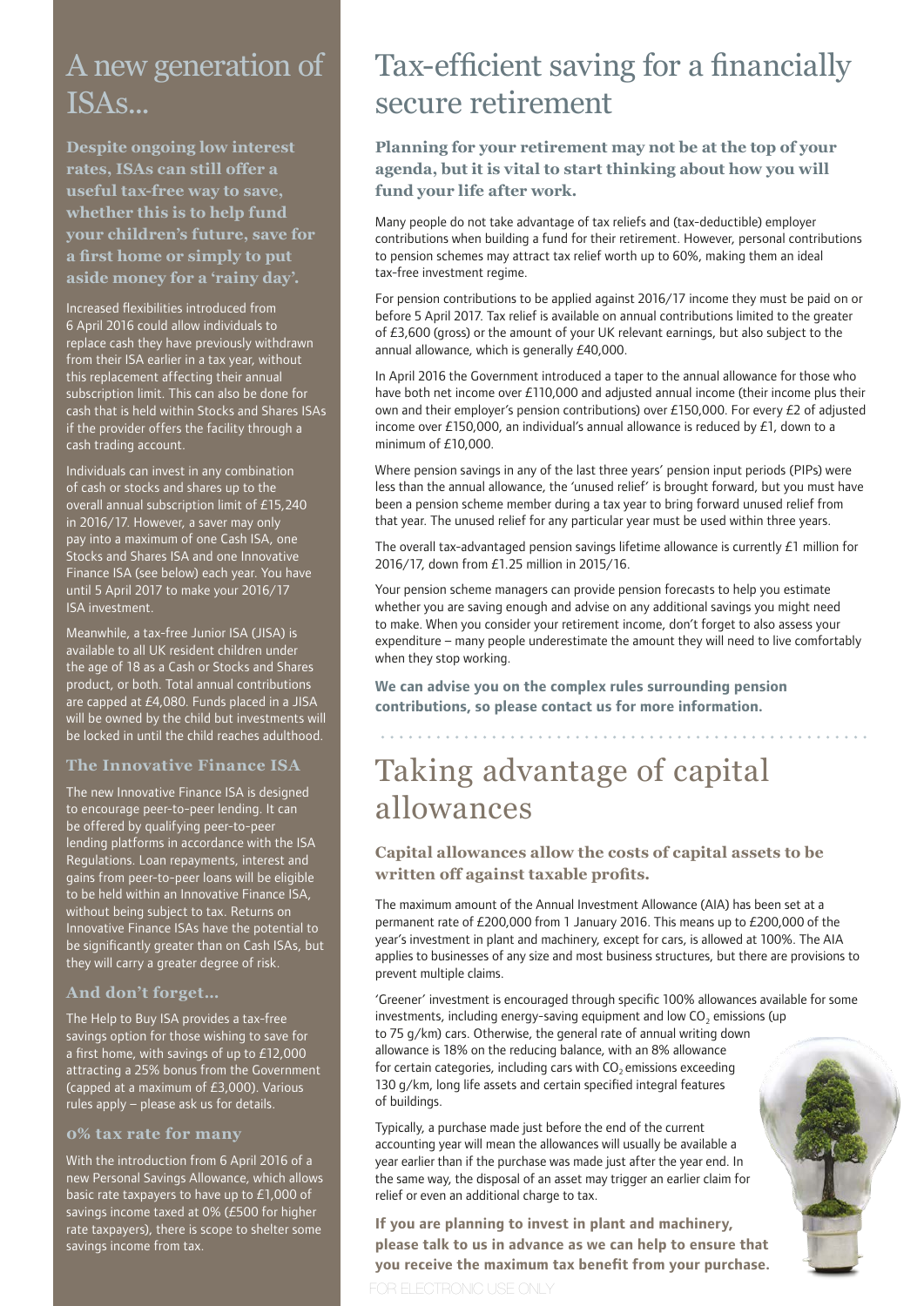# A new generation of ISAs...

**Despite ongoing low interest rates, ISAs can still offer a useful tax-free way to save, whether this is to help fund your children's future, save for a first home or simply to put aside money for a 'rainy day'.**

Increased flexibilities introduced from 6 April 2016 could allow individuals to replace cash they have previously withdrawn from their ISA earlier in a tax year, without this replacement affecting their annual subscription limit. This can also be done for cash that is held within Stocks and Shares ISAs if the provider offers the facility through a cash trading account.

Individuals can invest in any combination of cash or stocks and shares up to the overall annual subscription limit of £15,240 in 2016/17. However, a saver may only pay into a maximum of one Cash ISA, one Stocks and Shares ISA and one Innovative Finance ISA (see below) each year. You have until 5 April 2017 to make your 2016/17 ISA investment.

Meanwhile, a tax-free Junior ISA (JISA) is available to all UK resident children under the age of 18 as a Cash or Stocks and Shares product, or both. Total annual contributions are capped at £4,080. Funds placed in a JISA will be owned by the child but investments will be locked in until the child reaches adulthood.

### The Innovative Finance ISA

The new Innovative Finance ISA is designed to encourage peer-to-peer lending. It can be offered by qualifying peer-to-peer lending platforms in accordance with the ISA Regulations. Loan repayments, interest and gains from peer-to-peer loans will be eligible to be held within an Innovative Finance ISA, without being subject to tax. Returns on Innovative Finance ISAs have the potential to be significantly greater than on Cash ISAs, but they will carry a greater degree of risk.

### And don't forget...

The Help to Buy ISA provides a tax-free savings option for those wishing to save for a first home, with savings of up to £12,000 attracting a 25% bonus from the Government (capped at a maximum of £3,000). Various rules apply – please ask us for details.

### 0% tax rate for many

With the introduction from 6 April 2016 of a new Personal Savings Allowance, which allows basic rate taxpayers to have up to £1,000 of savings income taxed at 0% (£500 for higher rate taxpayers), there is scope to shelter some savings income from tax.

# Tax-efficient saving for a financially secure retirement

**Planning for your retirement may not be at the top of your agenda, but it is vital to start thinking about how you will fund your life after work.**

Many people do not take advantage of tax reliefs and (tax-deductible) employer contributions when building a fund for their retirement. However, personal contributions to pension schemes may attract tax relief worth up to 60%, making them an ideal tax-free investment regime.

For pension contributions to be applied against 2016/17 income they must be paid on or before 5 April 2017. Tax relief is available on annual contributions limited to the greater of £3,600 (gross) or the amount of your UK relevant earnings, but also subject to the annual allowance, which is generally £40,000.

In April 2016 the Government introduced a taper to the annual allowance for those who have both net income over £110,000 and adjusted annual income (their income plus their own and their employer's pension contributions) over £150,000. For every £2 of adjusted income over £150,000, an individual's annual allowance is reduced by £1, down to a minimum of £10,000.

Where pension savings in any of the last three years' pension input periods (PIPs) were less than the annual allowance, the 'unused relief' is brought forward, but you must have been a pension scheme member during a tax year to bring forward unused relief from that year. The unused relief for any particular year must be used within three years.

The overall tax-advantaged pension savings lifetime allowance is currently £1 million for 2016/17, down from £1.25 million in 2015/16.

Your pension scheme managers can provide pension forecasts to help you estimate whether you are saving enough and advise on any additional savings you might need to make. When you consider your retirement income, don't forget to also assess your expenditure – many people underestimate the amount they will need to live comfortably when they stop working.

**We can advise you on the complex rules surrounding pension contributions, so please contact us for more information.**

# Taking advantage of capital allowances

**Capital allowances allow the costs of capital assets to be written off against taxable profits.**

The maximum amount of the Annual Investment Allowance (AIA) has been set at a permanent rate of £200,000 from 1 January 2016. This means up to £200,000 of the year's investment in plant and machinery, except for cars, is allowed at 100%. The AIA applies to businesses of any size and most business structures, but there are provisions to prevent multiple claims.

'Greener' investment is encouraged through specific 100% allowances available for some investments, including energy-saving equipment and low $CO_2$ emissions (up to 75 g/km) cars. Otherwise, the general rate of annual writing down allowance is 18% on the reducing balance, with an 8% allowance for certain categories, including cars with $CO_2$ emissions exceeding 130 g/km, long life assets and certain specified integral features of buildings.

Typically, a purchase made just before the end of the current accounting year will mean the allowances will usually be available a year earlier than if the purchase was made just after the year end. In the same way, the disposal of an asset may trigger an earlier claim for relief or even an additional charge to tax.

**If you are planning to invest in plant and machinery, please talk to us in advance as we can help to ensure that you receive the maximum tax benefit from your purchase.**

FOR ELECTRONIC USE ONLY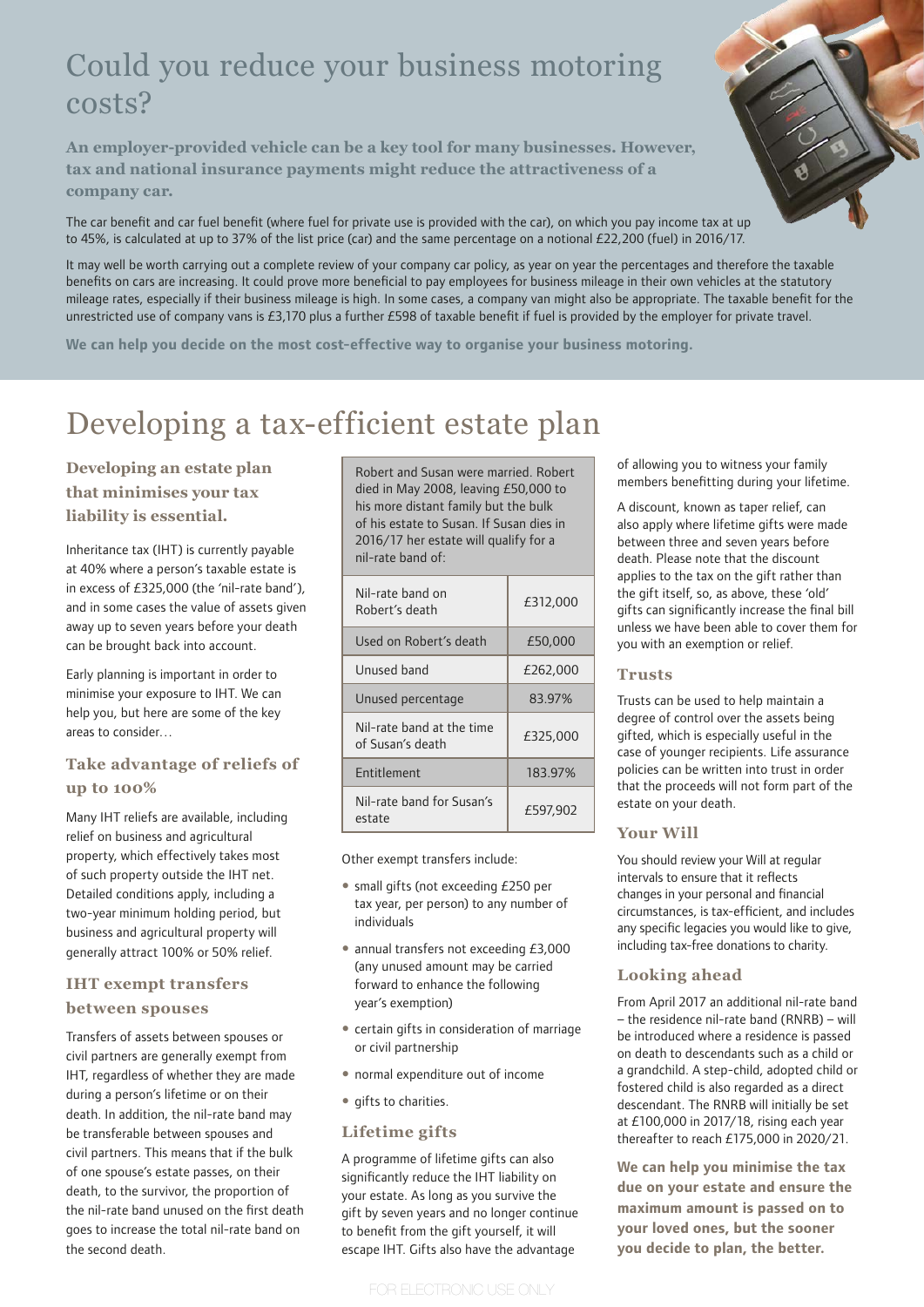# Could you reduce your business motoring costs?

**An employer-provided vehicle can be a key tool for many businesses. However, tax and national insurance payments might reduce the attractiveness of a company car.**

The car benefit and car fuel benefit (where fuel for private use is provided with the car), on which you pay income tax at up to 45%, is calculated at up to 37% of the list price (car) and the same percentage on a notional £22,200 (fuel) in 2016/17.

It may well be worth carrying out a complete review of your company car policy, as year on year the percentages and therefore the taxable benefits on cars are increasing. It could prove more beneficial to pay employees for business mileage in their own vehicles at the statutory mileage rates, especially if their business mileage is high. In some cases, a company van might also be appropriate. The taxable benefit for the unrestricted use of company vans is £3,170 plus a further £598 of taxable benefit if fuel is provided by the employer for private travel.

**We can help you decide on the most cost-effective way to organise your business motoring.**

# Developing a tax-efficient estate plan

**Developing an estate plan that minimises your tax liability is essential.**

Inheritance tax (IHT) is currently payable at 40% where a person's taxable estate is in excess of £325,000 (the 'nil-rate band'), and in some cases the value of assets given away up to seven years before your death can be brought back into account.

Early planning is important in order to minimise your exposure to IHT. We can help you, but here are some of the key areas to consider…

## Take advantage of reliefs of up to 100%

Many IHT reliefs are available, including relief on business and agricultural property, which effectively takes most of such property outside the IHT net. Detailed conditions apply, including a two-year minimum holding period, but business and agricultural property will generally attract 100% or 50% relief.

## IHT exempt transfers between spouses

Transfers of assets between spouses or civil partners are generally exempt from IHT, regardless of whether they are made during a person's lifetime or on their death. In addition, the nil-rate band may be transferable between spouses and civil partners. This means that if the bulk of one spouse's estate passes, on their death, to the survivor, the proportion of the nil-rate band unused on the first death goes to increase the total nil-rate band on the second death.

Robert and Susan were married. Robert died in May 2008, leaving £50,000 to his more distant family but the bulk of his estate to Susan. If Susan dies in 2016/17 her estate will qualify for a nil-rate band of:

| | |
|---|---|
| Nil-rate band on Robert's death | £312,000 |
| Used on Robert's death | £50,000 |
| Unused band | £262,000 |
| Unused percentage | 83.97% |
| Nil-rate band at the time of Susan's death | £325,000 |
| Entitlement | 183.97% |
| Nil-rate band for Susan's estate | £597,902 |

Other exempt transfers include:

- small gifts (not exceeding £250 per tax year, per person) to any number of individuals
- annual transfers not exceeding £3,000 (any unused amount may be carried forward to enhance the following year's exemption)
- certain gifts in consideration of marriage or civil partnership
- normal expenditure out of income
- gifts to charities.

## Lifetime gifts

A programme of lifetime gifts can also significantly reduce the IHT liability on your estate. As long as you survive the gift by seven years and no longer continue to benefit from the gift yourself, it will escape IHT. Gifts also have the advantage of allowing you to witness your family members benefitting during your lifetime.

A discount, known as taper relief, can also apply where lifetime gifts were made between three and seven years before death. Please note that the discount applies to the tax on the gift rather than the gift itself, so, as above, these 'old' gifts can significantly increase the final bill unless we have been able to cover them for you with an exemption or relief.

## Trusts

Trusts can be used to help maintain a degree of control over the assets being gifted, which is especially useful in the case of younger recipients. Life assurance policies can be written into trust in order that the proceeds will not form part of the estate on your death.

## Your Will

You should review your Will at regular intervals to ensure that it reflects changes in your personal and financial circumstances, is tax-efficient, and includes any specific legacies you would like to give, including tax-free donations to charity.

## Looking ahead

From April 2017 an additional nil-rate band – the residence nil-rate band (RNRB) – will be introduced where a residence is passed on death to descendants such as a child or a grandchild. A step-child, adopted child or fostered child is also regarded as a direct descendant. The RNRB will initially be set at £100,000 in 2017/18, rising each year thereafter to reach £175,000 in 2020/21.

**We can help you minimise the tax due on your estate and ensure the maximum amount is passed on to your loved ones, but the sooner you decide to plan, the better.**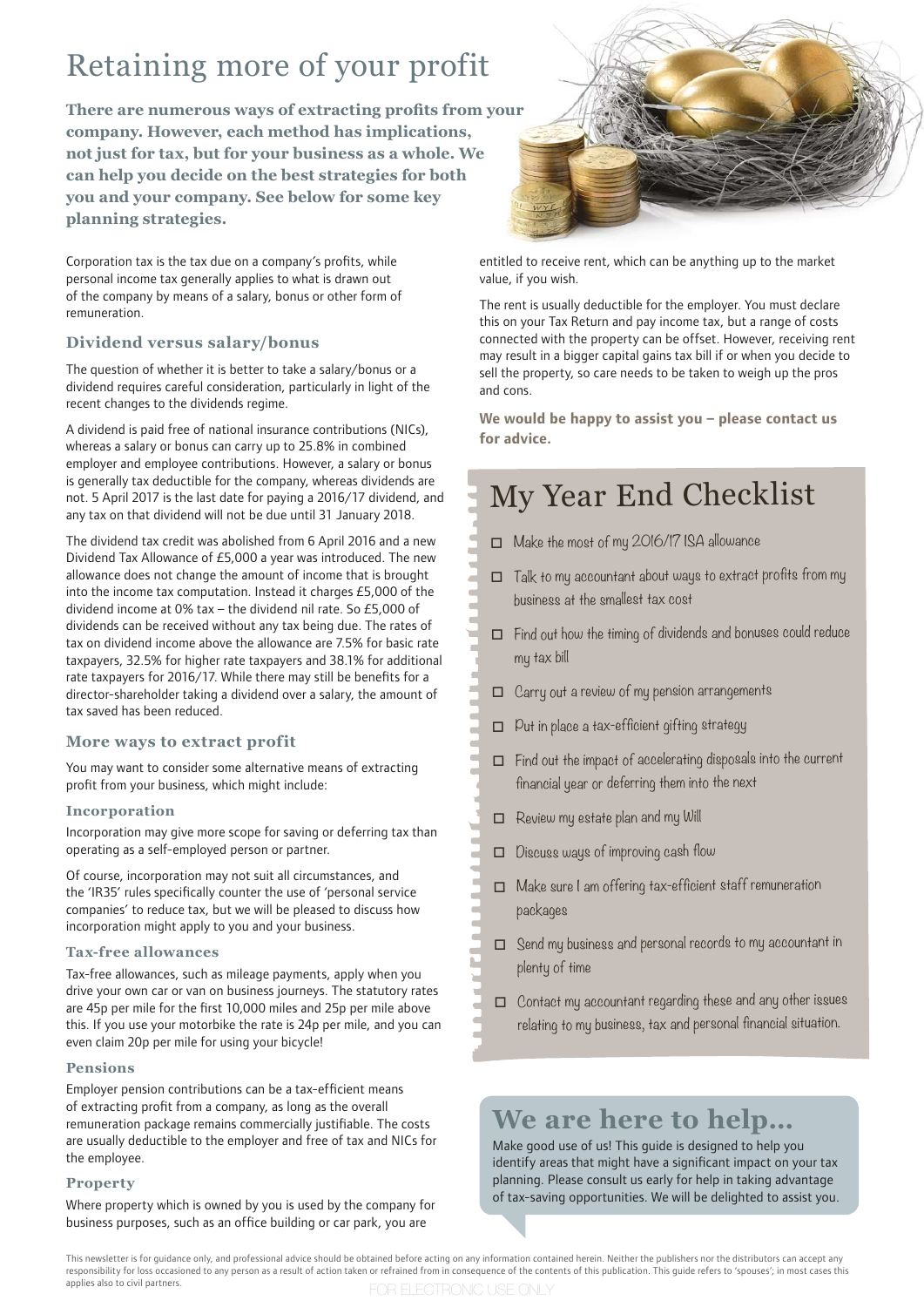# Retaining more of your profit

**There are numerous ways of extracting profits from your company. However, each method has implications, not just for tax, but for your business as a whole. We can help you decide on the best strategies for both you and your company. See below for some key planning strategies.**

Corporation tax is the tax due on a company's profits, while personal income tax generally applies to what is drawn out of the company by means of a salary, bonus or other form of remuneration.

## Dividend versus salary/bonus

The question of whether it is better to take a salary/bonus or a dividend requires careful consideration, particularly in light of the recent changes to the dividends regime.

A dividend is paid free of national insurance contributions (NICs), whereas a salary or bonus can carry up to 25.8% in combined employer and employee contributions. However, a salary or bonus is generally tax deductible for the company, whereas dividends are not. 5 April 2017 is the last date for paying a 2016/17 dividend, and any tax on that dividend will not be due until 31 January 2018.

The dividend tax credit was abolished from 6 April 2016 and a new Dividend Tax Allowance of £5,000 a year was introduced. The new allowance does not change the amount of income that is brought into the income tax computation. Instead it charges £5,000 of the dividend income at 0% tax – the dividend nil rate. So £5,000 of dividends can be received without any tax being due. The rates of tax on dividend income above the allowance are 7.5% for basic rate taxpayers, 32.5% for higher rate taxpayers and 38.1% for additional rate taxpayers for 2016/17. While there may still be benefits for a director-shareholder taking a dividend over a salary, the amount of tax saved has been reduced.

## More ways to extract profit

You may want to consider some alternative means of extracting profit from your business, which might include:

### Incorporation

Incorporation may give more scope for saving or deferring tax than operating as a self-employed person or partner.

Of course, incorporation may not suit all circumstances, and the 'IR35' rules specifically counter the use of 'personal service companies' to reduce tax, but we will be pleased to discuss how incorporation might apply to you and your business.

### Tax-free allowances

Tax-free allowances, such as mileage payments, apply when you drive your own car or van on business journeys. The statutory rates are 45p per mile for the first 10,000 miles and 25p per mile above this. If you use your motorbike the rate is 24p per mile, and you can even claim 20p per mile for using your bicycle!

### Pensions

Employer pension contributions can be a tax-efficient means of extracting profit from a company, as long as the overall remuneration package remains commercially justifiable. The costs are usually deductible to the employer and free of tax and NICs for the employee.

### Property

Where property which is owned by you is used by the company for business purposes, such as an office building or car park, you are entitled to receive rent, which can be anything up to the market value, if you wish.

The rent is usually deductible for the employer. You must declare this on your Tax Return and pay income tax, but a range of costs connected with the property can be offset. However, receiving rent may result in a bigger capital gains tax bill if or when you decide to sell the property, so care needs to be taken to weigh up the pros and cons.

**We would be happy to assist you – please contact us for advice.**

## My Year End Checklist

- ☐ Make the most of my 2016/17 ISA allowance
- ☐ Talk to my accountant about ways to extract profits from my business at the smallest tax cost
- ☐ Find out how the timing of dividends and bonuses could reduce my tax bill
- ☐ Carry out a review of my pension arrangements
- ☐ Put in place a tax-efficient gifting strategy
- ☐ Find out the impact of accelerating disposals into the current financial year or deferring them into the next
- ☐ Review my estate plan and my Will
- ☐ Discuss ways of improving cash flow
- ☐ Make sure I am offering tax-efficient staff remuneration packages
- ☐ Send my business and personal records to my accountant in plenty of time
- ☐ Contact my accountant regarding these and any other issues relating to my business, tax and personal financial situation.

## We are here to help...

Make good use of us! This guide is designed to help you identify areas that might have a significant impact on your tax planning. Please consult us early for help in taking advantage of tax-saving opportunities. We will be delighted to assist you.

This newsletter is for guidance only, and professional advice should be obtained before acting on any information contained herein. Neither the publishers nor the distributors can accept any responsibility for loss occasioned to any person as a result of action taken or refrained from in consequence of the contents of this publication. This guide refers to 'spouses'; in most cases this applies also to civil partners.

FOR ELECTRONIC USE ONLY